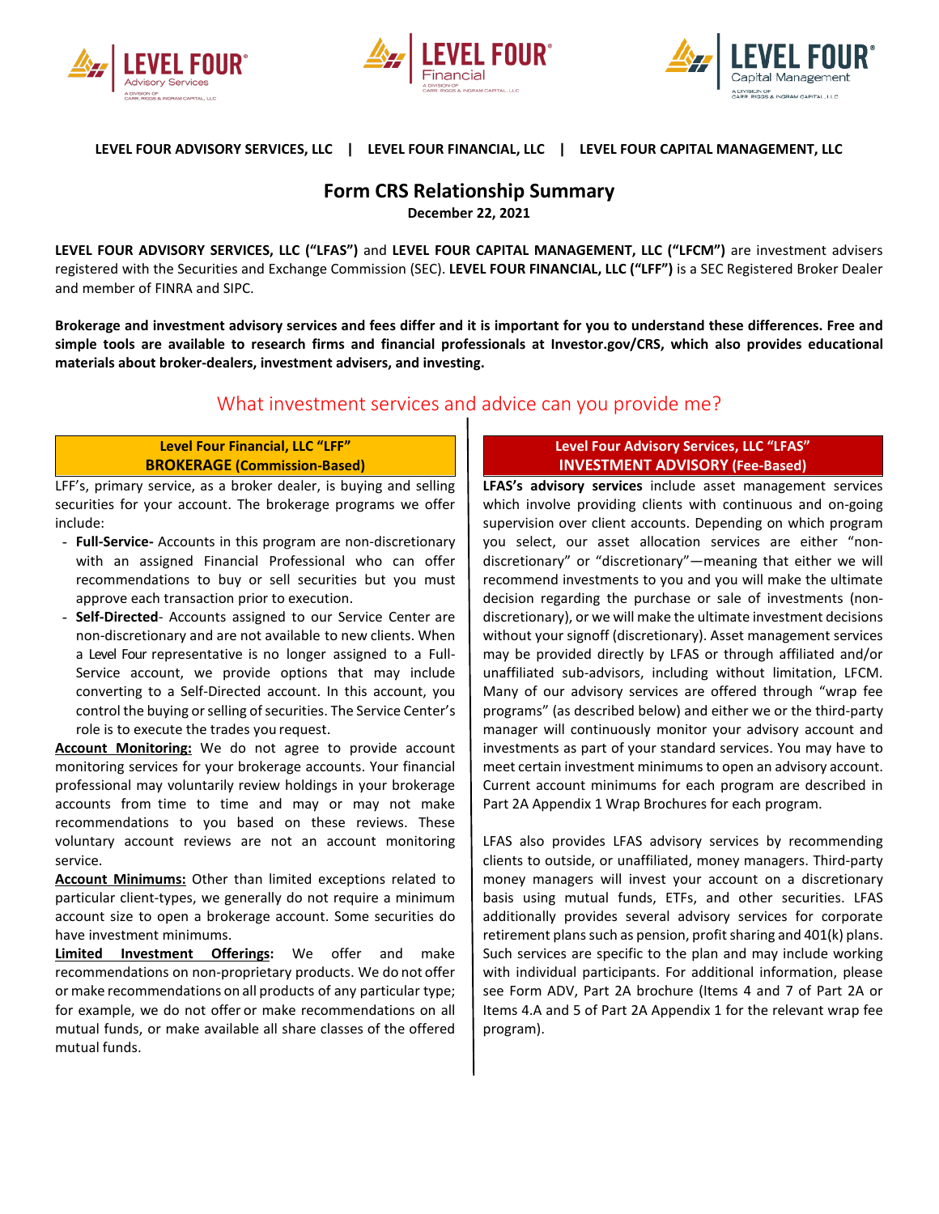LEVEL FOUR ADVISORY SERVICES, LLC | LEVEL FOUR FINANCIAL, LLC | LEVEL FOUR CAPITAL MANAGEMENT, LLC

# Form CRS Relationship Summary

**December 22, 2021**

**LEVEL FOUR ADVISORY SERVICES, LLC ("LFAS")** and **LEVEL FOUR CAPITAL MANAGEMENT, LLC ("LFCM")** are investment advisers registered with the Securities and Exchange Commission (SEC). **LEVEL FOUR FINANCIAL, LLC ("LFF")** is a SEC Registered Broker Dealer and member of FINRA and SIPC.

**Brokerage and investment advisory services and fees differ and it is important for you to understand these differences. Free and simple tools are available to research firms and financial professionals at Investor.gov/CRS, which also provides educational materials about broker-dealers, investment advisers, and investing.**

## What investment services and advice can you provide me?

### Level Four Financial, LLC "LFF" BROKERAGE (Commission-Based)

LFF's, primary service, as a broker dealer, is buying and selling securities for your account. The brokerage programs we offer include:

- **Full-Service-** Accounts in this program are non-discretionary with an assigned Financial Professional who can offer recommendations to buy or sell securities but you must approve each transaction prior to execution.
- **Self-Directed**- Accounts assigned to our Service Center are non-discretionary and are not available to new clients. When a Level Four representative is no longer assigned to a Full-Service account, we provide options that may include converting to a Self-Directed account. In this account, you control the buying or selling of securities. The Service Center's role is to execute the trades you request.

**Account Monitoring:** We do not agree to provide account monitoring services for your brokerage accounts. Your financial professional may voluntarily review holdings in your brokerage accounts from time to time and may or may not make recommendations to you based on these reviews. These voluntary account reviews are not an account monitoring service.

**Account Minimums:** Other than limited exceptions related to particular client-types, we generally do not require a minimum account size to open a brokerage account. Some securities do have investment minimums.

**Limited Investment Offerings:** We offer and make recommendations on non-proprietary products. We do not offer or make recommendations on all products of any particular type; for example, we do not offer or make recommendations on all mutual funds, or make available all share classes of the offered mutual funds.

### Level Four Advisory Services, LLC "LFAS" INVESTMENT ADVISORY (Fee-Based)

**LFAS's advisory services** include asset management services which involve providing clients with continuous and on-going supervision over client accounts. Depending on which program you select, our asset allocation services are either "non-discretionary" or "discretionary"—meaning that either we will recommend investments to you and you will make the ultimate decision regarding the purchase or sale of investments (non-discretionary), or we will make the ultimate investment decisions without your signoff (discretionary). Asset management services may be provided directly by LFAS or through affiliated and/or unaffiliated sub-advisors, including without limitation, LFCM. Many of our advisory services are offered through "wrap fee programs" (as described below) and either we or the third-party manager will continuously monitor your advisory account and investments as part of your standard services. You may have to meet certain investment minimums to open an advisory account. Current account minimums for each program are described in Part 2A Appendix 1 Wrap Brochures for each program.

LFAS also provides LFAS advisory services by recommending clients to outside, or unaffiliated, money managers. Third-party money managers will invest your account on a discretionary basis using mutual funds, ETFs, and other securities. LFAS additionally provides several advisory services for corporate retirement plans such as pension, profit sharing and 401(k) plans. Such services are specific to the plan and may include working with individual participants. For additional information, please see Form ADV, Part 2A brochure (Items 4 and 7 of Part 2A or Items 4.A and 5 of Part 2A Appendix 1 for the relevant wrap fee program).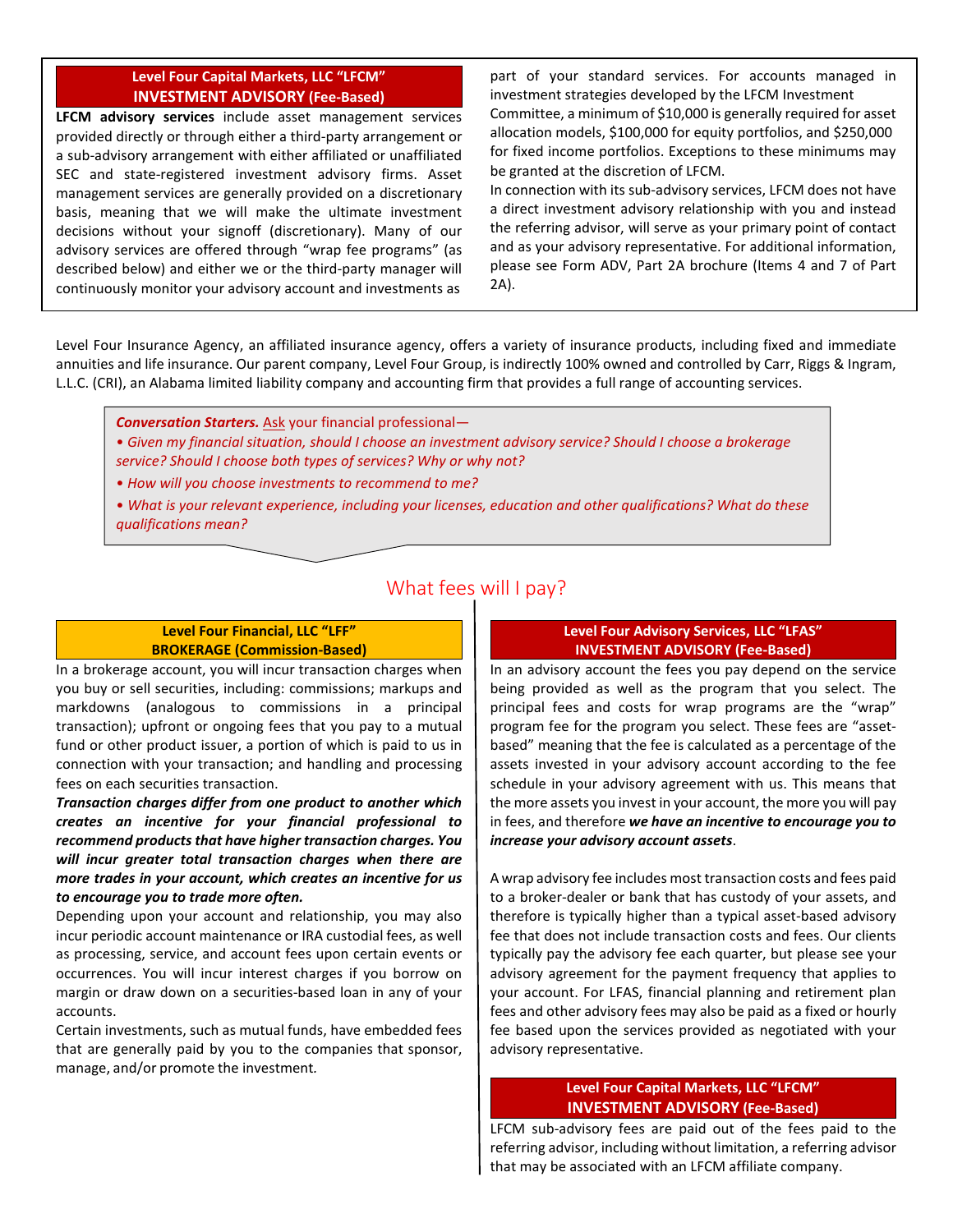**Level Four Capital Markets, LLC "LFCM"**
**INVESTMENT ADVISORY (Fee-Based)**

**LFCM advisory services** include asset management services provided directly or through either a third-party arrangement or a sub-advisory arrangement with either affiliated or unaffiliated SEC and state-registered investment advisory firms. Asset management services are generally provided on a discretionary basis, meaning that we will make the ultimate investment decisions without your signoff (discretionary). Many of our advisory services are offered through "wrap fee programs" (as described below) and either we or the third-party manager will continuously monitor your advisory account and investments as part of your standard services. For accounts managed in investment strategies developed by the LFCM Investment Committee, a minimum of $10,000 is generally required for asset allocation models, $100,000 for equity portfolios, and $250,000 for fixed income portfolios. Exceptions to these minimums may be granted at the discretion of LFCM.

In connection with its sub-advisory services, LFCM does not have a direct investment advisory relationship with you and instead the referring advisor, will serve as your primary point of contact and as your advisory representative. For additional information, please see Form ADV, Part 2A brochure (Items 4 and 7 of Part 2A).

Level Four Insurance Agency, an affiliated insurance agency, offers a variety of insurance products, including fixed and immediate annuities and life insurance. Our parent company, Level Four Group, is indirectly 100% owned and controlled by Carr, Riggs & Ingram, L.L.C. (CRI), an Alabama limited liability company and accounting firm that provides a full range of accounting services.

***Conversation Starters.*** Ask your financial professional—

- *Given my financial situation, should I choose an investment advisory service? Should I choose a brokerage service? Should I choose both types of services? Why or why not?*
- *How will you choose investments to recommend to me?*
- *What is your relevant experience, including your licenses, education and other qualifications? What do these qualifications mean?*

## What fees will I pay?

**Level Four Financial, LLC "LFF"**
**BROKERAGE (Commission-Based)**

In a brokerage account, you will incur transaction charges when you buy or sell securities, including: commissions; markups and markdowns (analogous to commissions in a principal transaction); upfront or ongoing fees that you pay to a mutual fund or other product issuer, a portion of which is paid to us in connection with your transaction; and handling and processing fees on each securities transaction.

***Transaction charges differ from one product to another which creates an incentive for your financial professional to recommend products that have higher transaction charges. You will incur greater total transaction charges when there are more trades in your account, which creates an incentive for us to encourage you to trade more often.***

Depending upon your account and relationship, you may also incur periodic account maintenance or IRA custodial fees, as well as processing, service, and account fees upon certain events or occurrences. You will incur interest charges if you borrow on margin or draw down on a securities-based loan in any of your accounts.

Certain investments, such as mutual funds, have embedded fees that are generally paid by you to the companies that sponsor, manage, and/or promote the investment.

**Level Four Advisory Services, LLC "LFAS"**
**INVESTMENT ADVISORY (Fee-Based)**

In an advisory account the fees you pay depend on the service being provided as well as the program that you select. The principal fees and costs for wrap programs are the "wrap" program fee for the program you select. These fees are "asset-based" meaning that the fee is calculated as a percentage of the assets invested in your advisory account according to the fee schedule in your advisory agreement with us. This means that the more assets you invest in your account, the more you will pay in fees, and therefore ***we have an incentive to encourage you to increase your advisory account assets***.

A wrap advisory fee includes most transaction costs and fees paid to a broker-dealer or bank that has custody of your assets, and therefore is typically higher than a typical asset-based advisory fee that does not include transaction costs and fees. Our clients typically pay the advisory fee each quarter, but please see your advisory agreement for the payment frequency that applies to your account. For LFAS, financial planning and retirement plan fees and other advisory fees may also be paid as a fixed or hourly fee based upon the services provided as negotiated with your advisory representative.

**Level Four Capital Markets, LLC "LFCM"**
**INVESTMENT ADVISORY (Fee-Based)**

LFCM sub-advisory fees are paid out of the fees paid to the referring advisor, including without limitation, a referring advisor that may be associated with an LFCM affiliate company.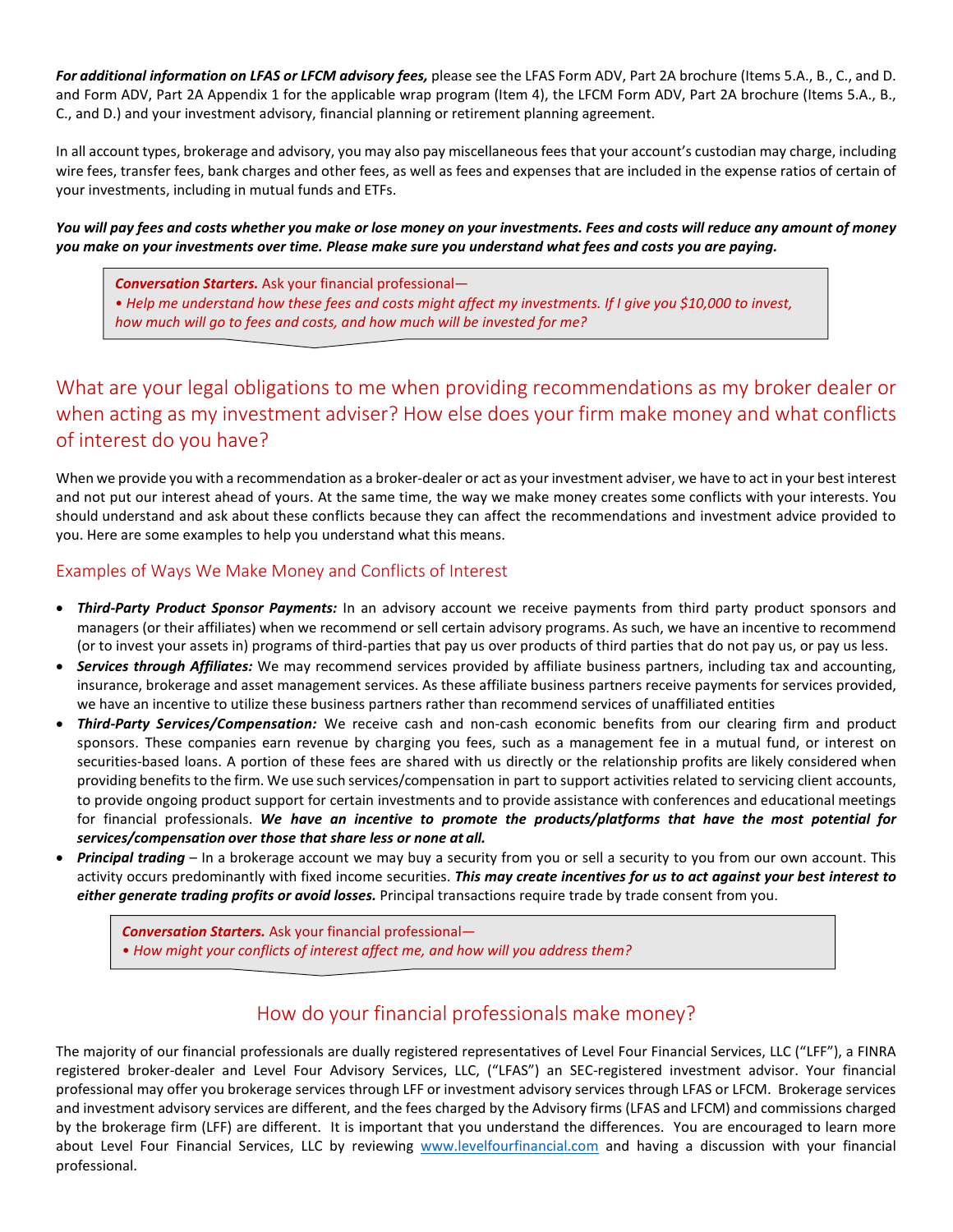***For additional information on LFAS or LFCM advisory fees,*** please see the LFAS Form ADV, Part 2A brochure (Items 5.A., B., C., and D. and Form ADV, Part 2A Appendix 1 for the applicable wrap program (Item 4), the LFCM Form ADV, Part 2A brochure (Items 5.A., B., C., and D.) and your investment advisory, financial planning or retirement planning agreement.

In all account types, brokerage and advisory, you may also pay miscellaneous fees that your account's custodian may charge, including wire fees, transfer fees, bank charges and other fees, as well as fees and expenses that are included in the expense ratios of certain of your investments, including in mutual funds and ETFs.

***You will pay fees and costs whether you make or lose money on your investments. Fees and costs will reduce any amount of money you make on your investments over time. Please make sure you understand what fees and costs you are paying.***

> ***Conversation Starters.*** Ask your financial professional—
> • *Help me understand how these fees and costs might affect my investments. If I give you $10,000 to invest, how much will go to fees and costs, and how much will be invested for me?*

## What are your legal obligations to me when providing recommendations as my broker dealer or when acting as my investment adviser? How else does your firm make money and what conflicts of interest do you have?

When we provide you with a recommendation as a broker-dealer or act as your investment adviser, we have to act in your best interest and not put our interest ahead of yours. At the same time, the way we make money creates some conflicts with your interests. You should understand and ask about these conflicts because they can affect the recommendations and investment advice provided to you. Here are some examples to help you understand what this means.

### Examples of Ways We Make Money and Conflicts of Interest

- ***Third-Party Product Sponsor Payments:*** In an advisory account we receive payments from third party product sponsors and managers (or their affiliates) when we recommend or sell certain advisory programs. As such, we have an incentive to recommend (or to invest your assets in) programs of third-parties that pay us over products of third parties that do not pay us, or pay us less.
- ***Services through Affiliates:*** We may recommend services provided by affiliate business partners, including tax and accounting, insurance, brokerage and asset management services. As these affiliate business partners receive payments for services provided, we have an incentive to utilize these business partners rather than recommend services of unaffiliated entities
- ***Third-Party Services/Compensation:*** We receive cash and non-cash economic benefits from our clearing firm and product sponsors. These companies earn revenue by charging you fees, such as a management fee in a mutual fund, or interest on securities-based loans. A portion of these fees are shared with us directly or the relationship profits are likely considered when providing benefits to the firm. We use such services/compensation in part to support activities related to servicing client accounts, to provide ongoing product support for certain investments and to provide assistance with conferences and educational meetings for financial professionals. ***We have an incentive to promote the products/platforms that have the most potential for services/compensation over those that share less or none at all.***
- ***Principal trading*** – In a brokerage account we may buy a security from you or sell a security to you from our own account. This activity occurs predominantly with fixed income securities. ***This may create incentives for us to act against your best interest to either generate trading profits or avoid losses.*** Principal transactions require trade by trade consent from you.

> ***Conversation Starters.*** Ask your financial professional—
> • *How might your conflicts of interest affect me, and how will you address them?*

## How do your financial professionals make money?

The majority of our financial professionals are dually registered representatives of Level Four Financial Services, LLC ("LFF"), a FINRA registered broker-dealer and Level Four Advisory Services, LLC, ("LFAS") an SEC-registered investment advisor. Your financial professional may offer you brokerage services through LFF or investment advisory services through LFAS or LFCM. Brokerage services and investment advisory services are different, and the fees charged by the Advisory firms (LFAS and LFCM) and commissions charged by the brokerage firm (LFF) are different. It is important that you understand the differences. You are encouraged to learn more about Level Four Financial Services, LLC by reviewing [www.levelfourfinancial.com](www.levelfourfinancial.com) and having a discussion with your financial professional.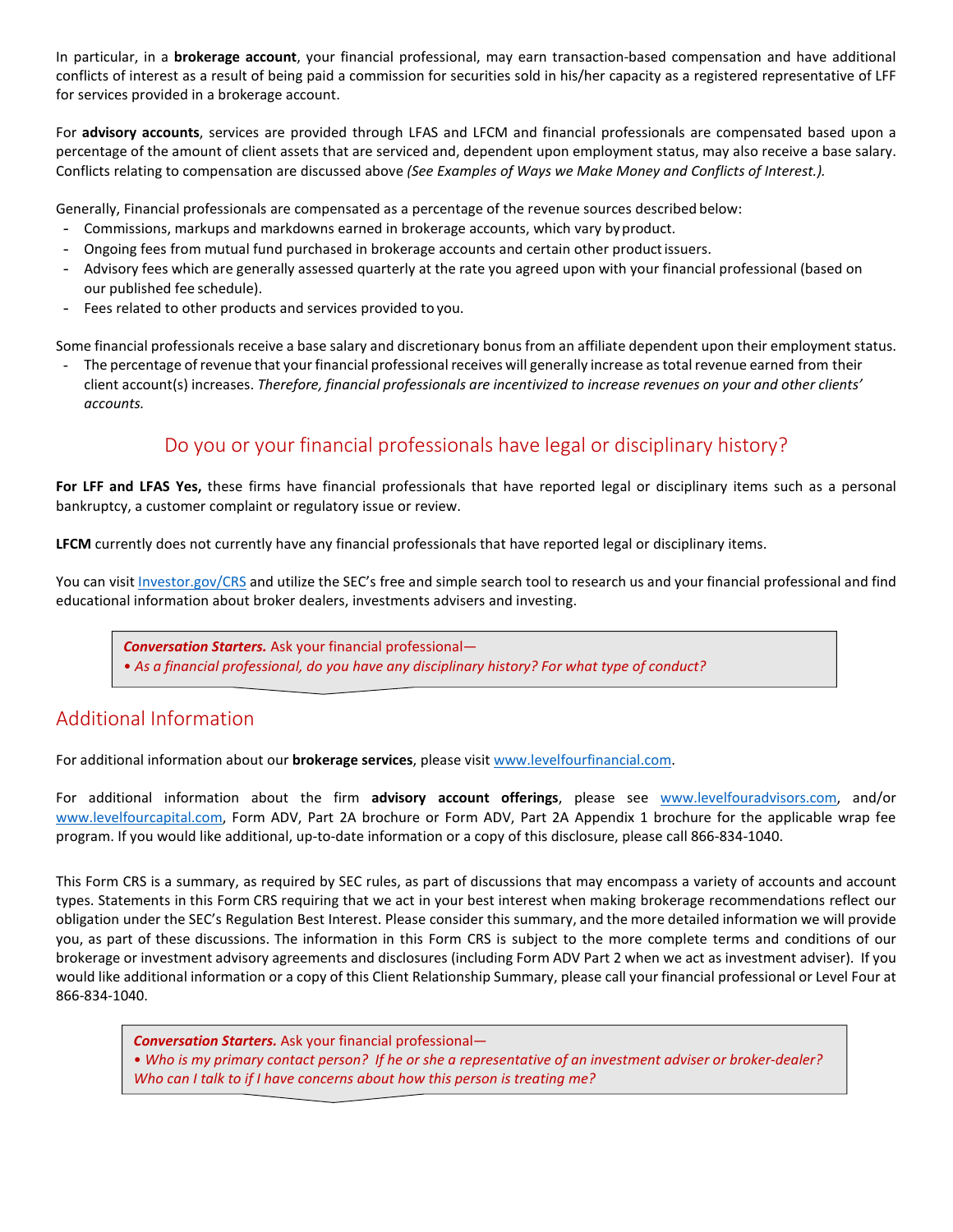In particular, in a **brokerage account**, your financial professional, may earn transaction-based compensation and have additional conflicts of interest as a result of being paid a commission for securities sold in his/her capacity as a registered representative of LFF for services provided in a brokerage account.

For **advisory accounts**, services are provided through LFAS and LFCM and financial professionals are compensated based upon a percentage of the amount of client assets that are serviced and, dependent upon employment status, may also receive a base salary. Conflicts relating to compensation are discussed above *(See Examples of Ways we Make Money and Conflicts of Interest.).*

Generally, Financial professionals are compensated as a percentage of the revenue sources described below:

- Commissions, markups and markdowns earned in brokerage accounts, which vary by product.
- Ongoing fees from mutual fund purchased in brokerage accounts and certain other product issuers.
- Advisory fees which are generally assessed quarterly at the rate you agreed upon with your financial professional (based on our published fee schedule).
- Fees related to other products and services provided to you.

Some financial professionals receive a base salary and discretionary bonus from an affiliate dependent upon their employment status.

- The percentage of revenue that your financial professional receives will generally increase as total revenue earned from their client account(s) increases. *Therefore, financial professionals are incentivized to increase revenues on your and other clients' accounts.*

## Do you or your financial professionals have legal or disciplinary history?

**For LFF and LFAS Yes,** these firms have financial professionals that have reported legal or disciplinary items such as a personal bankruptcy, a customer complaint or regulatory issue or review.

**LFCM** currently does not currently have any financial professionals that have reported legal or disciplinary items.

You can visit Investor.gov/CRS and utilize the SEC's free and simple search tool to research us and your financial professional and find educational information about broker dealers, investments advisers and investing.

> ***Conversation Starters.*** Ask your financial professional—
> • *As a financial professional, do you have any disciplinary history? For what type of conduct?*

## Additional Information

For additional information about our **brokerage services**, please visit www.levelfourfinancial.com.

For additional information about the firm **advisory account offerings**, please see www.levelfouradvisors.com, and/or www.levelfourcapital.com, Form ADV, Part 2A brochure or Form ADV, Part 2A Appendix 1 brochure for the applicable wrap fee program. If you would like additional, up-to-date information or a copy of this disclosure, please call 866-834-1040.

This Form CRS is a summary, as required by SEC rules, as part of discussions that may encompass a variety of accounts and account types. Statements in this Form CRS requiring that we act in your best interest when making brokerage recommendations reflect our obligation under the SEC's Regulation Best Interest. Please consider this summary, and the more detailed information we will provide you, as part of these discussions. The information in this Form CRS is subject to the more complete terms and conditions of our brokerage or investment advisory agreements and disclosures (including Form ADV Part 2 when we act as investment adviser). If you would like additional information or a copy of this Client Relationship Summary, please call your financial professional or Level Four at 866-834-1040.

> ***Conversation Starters.*** Ask your financial professional—
> • *Who is my primary contact person? If he or she a representative of an investment adviser or broker-dealer? Who can I talk to if I have concerns about how this person is treating me?*